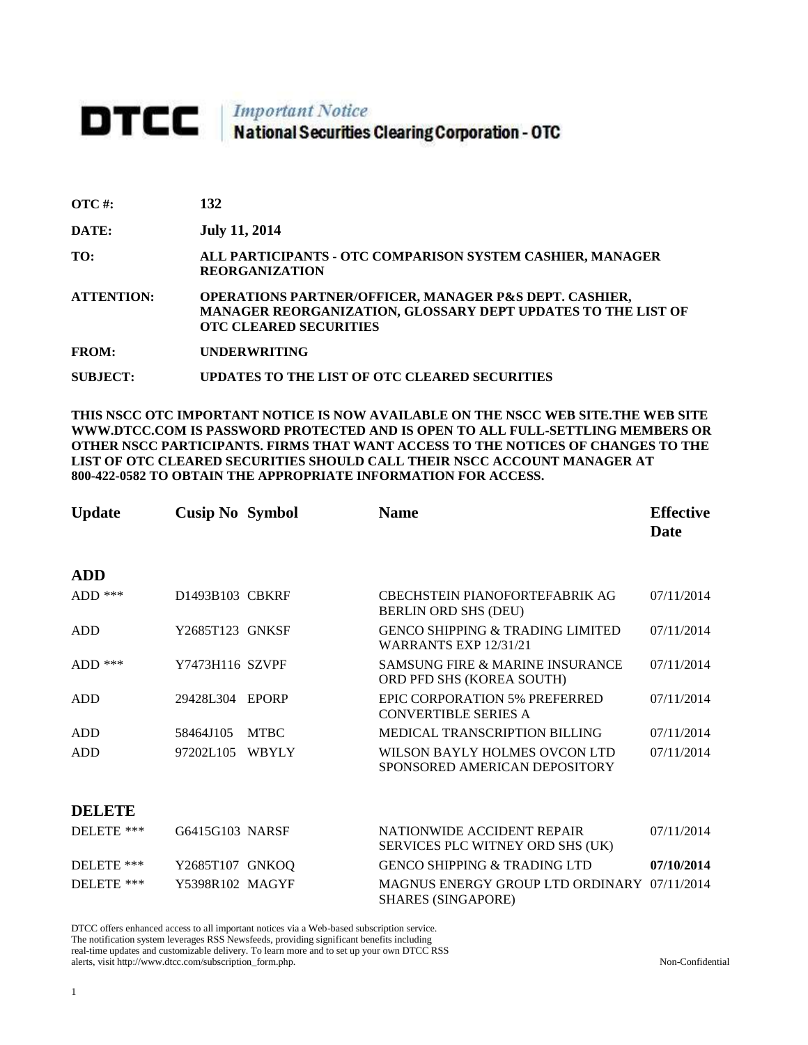# DTCC | *Important Notice* National Securities Clearing Corporation - OTC

**OTC #:** 132

**DATE:** July 11, 2014

**TO:** ALL PARTICIPANTS - OTC COMPARISON SYSTEM CASHIER, MANAGER REORGANIZATION

**ATTENTION:** OPERATIONS PARTNER/OFFICER, MANAGER P&S DEPT. CASHIER, MANAGER REORGANIZATION, GLOSSARY DEPT UPDATES TO THE LIST OF OTC CLEARED SECURITIES

**FROM:** UNDERWRITING

**SUBJECT:** UPDATES TO THE LIST OF OTC CLEARED SECURITIES

**THIS NSCC OTC IMPORTANT NOTICE IS NOW AVAILABLE ON THE NSCC WEB SITE.THE WEB SITE WWW.DTCC.COM IS PASSWORD PROTECTED AND IS OPEN TO ALL FULL-SETTLING MEMBERS OR OTHER NSCC PARTICIPANTS. FIRMS THAT WANT ACCESS TO THE NOTICES OF CHANGES TO THE LIST OF OTC CLEARED SECURITIES SHOULD CALL THEIR NSCC ACCOUNT MANAGER AT 800-422-0582 TO OBTAIN THE APPROPRIATE INFORMATION FOR ACCESS.**

| Update | Cusip No | Symbol | Name | Effective Date |
|---|---|---|---|---|
| **ADD** | | | | |
| ADD *** | D1493B103 | CBKRF | CBECHSTEIN PIANOFORTEFABRIK AG BERLIN ORD SHS (DEU) | 07/11/2014 |
| ADD | Y2685T123 | GNKSF | GENCO SHIPPING & TRADING LIMITED WARRANTS EXP 12/31/21 | 07/11/2014 |
| ADD *** | Y7473H116 | SZVPF | SAMSUNG FIRE & MARINE INSURANCE ORD PFD SHS (KOREA SOUTH) | 07/11/2014 |
| ADD | 29428L304 | EPORP | EPIC CORPORATION 5% PREFERRED CONVERTIBLE SERIES A | 07/11/2014 |
| ADD | 58464J105 | MTBC | MEDICAL TRANSCRIPTION BILLING | 07/11/2014 |
| ADD | 97202L105 | WBYLY | WILSON BAYLY HOLMES OVCON LTD SPONSORED AMERICAN DEPOSITORY | 07/11/2014 |
| **DELETE** | | | | |
| DELETE *** | G6415G103 | NARSF | NATIONWIDE ACCIDENT REPAIR SERVICES PLC WITNEY ORD SHS (UK) | 07/11/2014 |
| DELETE *** | Y2685T107 | GNKOQ | GENCO SHIPPING & TRADING LTD | **07/10/2014** |
| DELETE *** | Y5398R102 | MAGYF | MAGNUS ENERGY GROUP LTD ORDINARY SHARES (SINGAPORE) | 07/11/2014 |

DTCC offers enhanced access to all important notices via a Web-based subscription service. The notification system leverages RSS Newsfeeds, providing significant benefits including real-time updates and customizable delivery. To learn more and to set up your own DTCC RSS alerts, visit http://www.dtcc.com/subscription_form.php.

Non-Confidential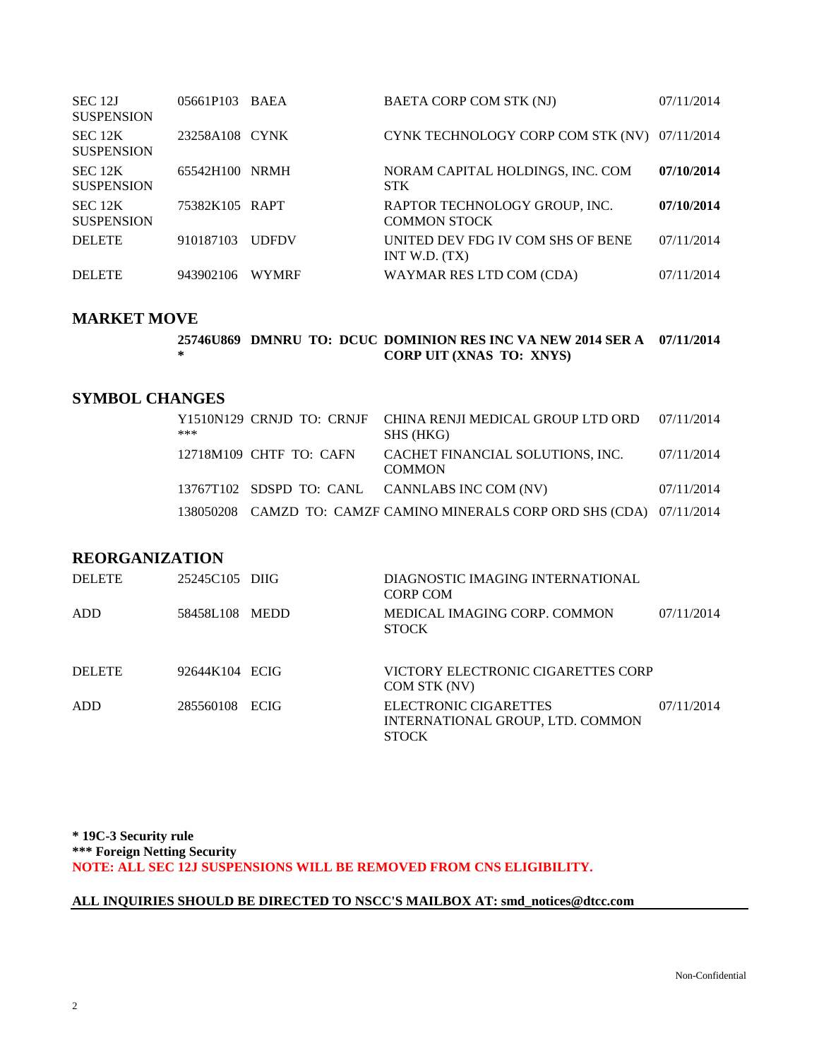| | | | | |
|---|---|---|---|---|
| SEC 12J SUSPENSION | 05661P103 | BAEA | BAETA CORP COM STK (NJ) | 07/11/2014 |
| SEC 12K SUSPENSION | 23258A108 | CYNK | CYNK TECHNOLOGY CORP COM STK (NV) | 07/11/2014 |
| SEC 12K SUSPENSION | 65542H100 | NRMH | NORAM CAPITAL HOLDINGS, INC. COM STK | **07/10/2014** |
| SEC 12K SUSPENSION | 75382K105 | RAPT | RAPTOR TECHNOLOGY GROUP, INC. COMMON STOCK | **07/10/2014** |
| DELETE | 910187103 | UDFDV | UNITED DEV FDG IV COM SHS OF BENE INT W.D. (TX) | 07/11/2014 |
| DELETE | 943902106 | WYMRF | WAYMAR RES LTD COM (CDA) | 07/11/2014 |

## MARKET MOVE

| | | | |
|---|---|---|---|
| **25746U869 *** | **DMNRU TO: DCUC** | **DOMINION RES INC VA NEW 2014 SER A CORP UIT (XNAS TO: XNYS)** | **07/11/2014** |

## SYMBOL CHANGES

| | | | |
|---|---|---|---|
| Y1510N129 *** | CRNJD TO: CRNJF | CHINA RENJI MEDICAL GROUP LTD ORD SHS (HKG) | 07/11/2014 |
| 12718M109 | CHTF TO: CAFN | CACHET FINANCIAL SOLUTIONS, INC. COMMON | 07/11/2014 |
| 13767T102 | SDSPD TO: CANL | CANNLABS INC COM (NV) | 07/11/2014 |
| 138050208 | CAMZD TO: CAMZF | CAMINO MINERALS CORP ORD SHS (CDA) | 07/11/2014 |

## REORGANIZATION

| | | | | |
|---|---|---|---|---|
| DELETE | 25245C105 | DIIG | DIAGNOSTIC IMAGING INTERNATIONAL CORP COM | |
| ADD | 58458L108 | MEDD | MEDICAL IMAGING CORP. COMMON STOCK | 07/11/2014 |
| DELETE | 92644K104 | ECIG | VICTORY ELECTRONIC CIGARETTES CORP COM STK (NV) | |
| ADD | 285560108 | ECIG | ELECTRONIC CIGARETTES INTERNATIONAL GROUP, LTD. COMMON STOCK | 07/11/2014 |

**\* 19C-3 Security rule**
**\*** Foreign Netting Security**
**NOTE: ALL SEC 12J SUSPENSIONS WILL BE REMOVED FROM CNS ELIGIBILITY.**

**ALL INQUIRIES SHOULD BE DIRECTED TO NSCC'S MAILBOX AT: smd_notices@dtcc.com**

Non-Confidential